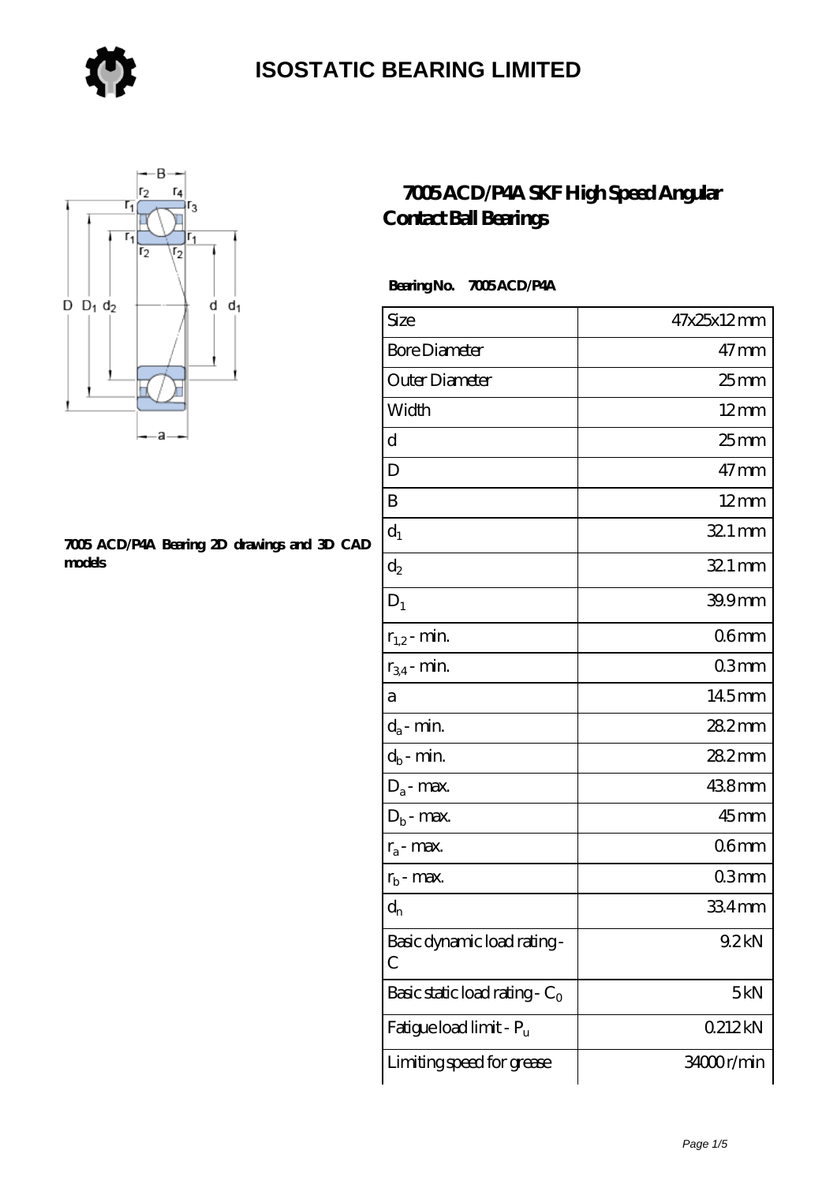# ISOSTATIC BEARING LIMITED

## 7005 ACD/P4A SKF High Speed Angular Contact Ball Bearings

**7005 ACD/P4A Bearing 2D drawings and 3D CAD models**

**Bearing No.  7005 ACD/P4A**

| | |
|---|---|
| Size | 47x25x12 mm |
| Bore Diameter | 47 mm |
| Outer Diameter | 25 mm |
| Width | 12 mm |
| d | 25 mm |
| D | 47 mm |
| B | 12 mm |
| $d_1$ | 32.1 mm |
| $d_2$ | 32.1 mm |
| $D_1$ | 39.9 mm |
| $r_{1,2}$ - min. | 0.6 mm |
| $r_{3,4}$ - min. | 0.3 mm |
| a | 14.5 mm |
| $d_a$ - min. | 28.2 mm |
| $d_b$ - min. | 28.2 mm |
| $D_a$ - max. | 43.8 mm |
| $D_b$ - max. | 45 mm |
| $r_a$ - max. | 0.6 mm |
| $r_b$ - max. | 0.3 mm |
| $d_n$ | 33.4 mm |
| Basic dynamic load rating - C | 9.2 kN |
| Basic static load rating - $C_0$ | 5 kN |
| Fatigue load limit - $P_u$ | 0.212 kN |
| Limiting speed for grease | 34000 r/min |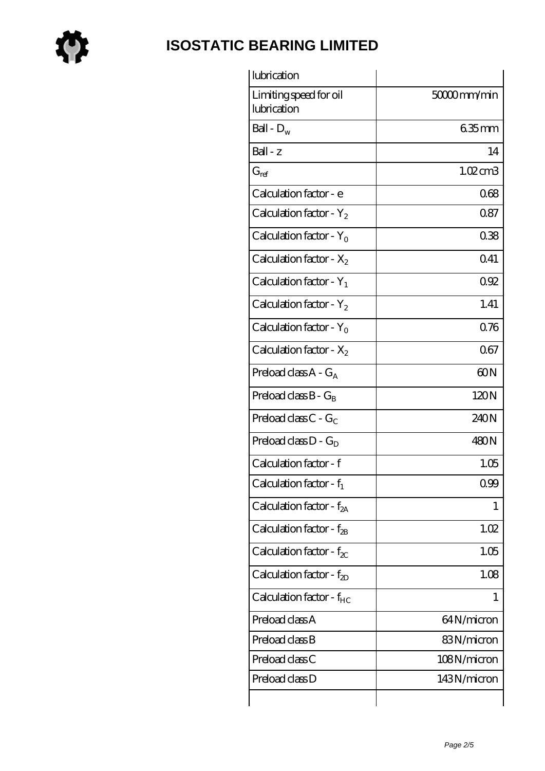# ISOSTATIC BEARING LIMITED

| lubrication | |
|---|---|
| Limiting speed for oil lubrication | 50000 mm/min |
| Ball - $D_w$ | 6.35 mm |
| Ball - z | 14 |
| $G_{ref}$ | 1.02 cm3 |
| Calculation factor - e | 0.68 |
| Calculation factor - $Y_2$ | 0.87 |
| Calculation factor - $Y_0$ | 0.38 |
| Calculation factor - $X_2$ | 0.41 |
| Calculation factor - $Y_1$ | 0.92 |
| Calculation factor - $Y_2$ | 1.41 |
| Calculation factor - $Y_0$ | 0.76 |
| Calculation factor - $X_2$ | 0.67 |
| Preload class A - $G_A$ | 60 N |
| Preload class B - $G_B$ | 120 N |
| Preload class C - $G_C$ | 240 N |
| Preload class D - $G_D$ | 480 N |
| Calculation factor - f | 1.05 |
| Calculation factor - $f_1$ | 0.99 |
| Calculation factor - $f_{2A}$ | 1 |
| Calculation factor - $f_{2B}$ | 1.02 |
| Calculation factor - $f_{2C}$ | 1.05 |
| Calculation factor - $f_{2D}$ | 1.08 |
| Calculation factor - $f_{HC}$ | 1 |
| Preload class A | 64 N/micron |
| Preload class B | 83 N/micron |
| Preload class C | 108 N/micron |
| Preload class D | 143 N/micron |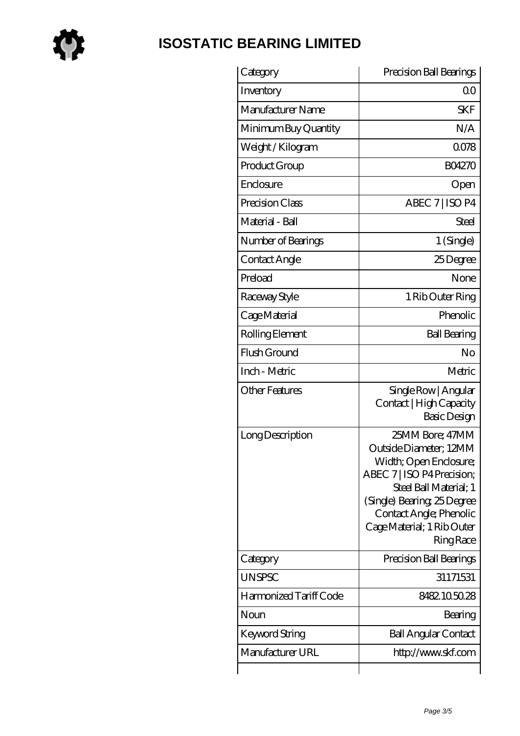# ISOSTATIC BEARING LIMITED

| Category | Precision Ball Bearings |
|---|---|
| Inventory | 0.0 |
| Manufacturer Name | SKF |
| Minimum Buy Quantity | N/A |
| Weight / Kilogram | 0.078 |
| Product Group | B04270 |
| Enclosure | Open |
| Precision Class | ABEC 7 \| ISO P4 |
| Material - Ball | Steel |
| Number of Bearings | 1 (Single) |
| Contact Angle | 25 Degree |
| Preload | None |
| Raceway Style | 1 Rib Outer Ring |
| Cage Material | Phenolic |
| Rolling Element | Ball Bearing |
| Flush Ground | No |
| Inch - Metric | Metric |
| Other Features | Single Row \| Angular Contact \| High Capacity Basic Design |
| Long Description | 25MM Bore; 47MM Outside Diameter; 12MM Width; Open Enclosure; ABEC 7 \| ISO P4 Precision; Steel Ball Material; 1 (Single) Bearing; 25 Degree Contact Angle; Phenolic Cage Material; 1 Rib Outer Ring Race |
| Category | Precision Ball Bearings |
| UNSPSC | 31171531 |
| Harmonized Tariff Code | 8482.10.50.28 |
| Noun | Bearing |
| Keyword String | Ball Angular Contact |
| Manufacturer URL | http://www.skf.com |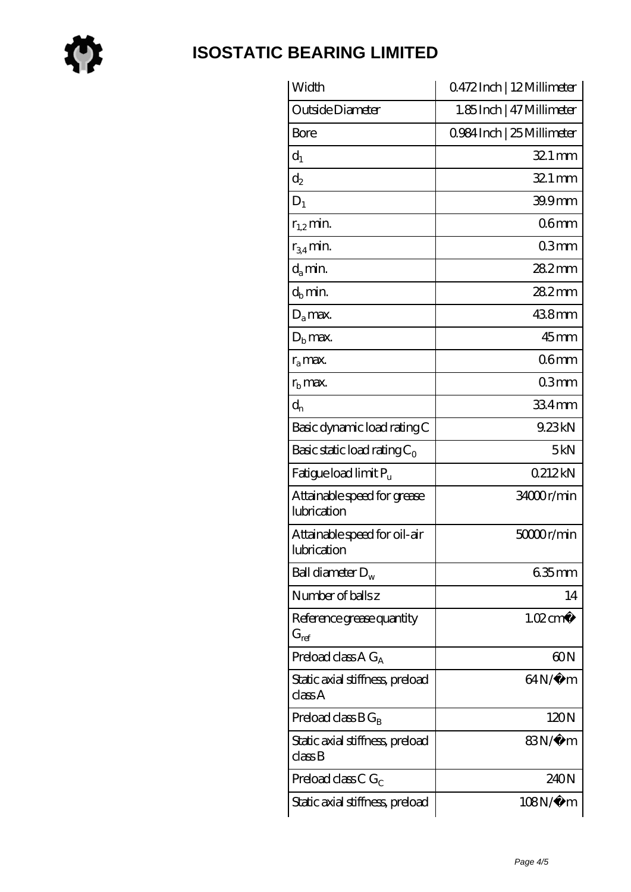# ISOSTATIC BEARING LIMITED

| | |
|---|---|
| Width | 0.472 Inch \| 12 Millimeter |
| Outside Diameter | 1.85 Inch \| 47 Millimeter |
| Bore | 0.984 Inch \| 25 Millimeter |
| $d_1$ | 32.1 mm |
| $d_2$ | 32.1 mm |
| $D_1$ | 39.9 mm |
| $r_{1,2}$ min. | 0.6 mm |
| $r_{3,4}$ min. | 0.3 mm |
| $d_a$ min. | 28.2 mm |
| $d_b$ min. | 28.2 mm |
| $D_a$ max. | 43.8 mm |
| $D_b$ max. | 45 mm |
| $r_a$ max. | 0.6 mm |
| $r_b$ max. | 0.3 mm |
| $d_n$ | 33.4 mm |
| Basic dynamic load rating C | 9.23 kN |
| Basic static load rating $C_0$ | 5 kN |
| Fatigue load limit $P_u$ | 0.212 kN |
| Attainable speed for grease lubrication | 34000 r/min |
| Attainable speed for oil-air lubrication | 50000 r/min |
| Ball diameter $D_w$ | 6.35 mm |
| Number of balls z | 14 |
| Reference grease quantity $G_{ref}$ | 1.02 cm³ |
| Preload class A $G_A$ | 60 N |
| Static axial stiffness, preload class A | 64 N/µm |
| Preload class B $G_B$ | 120 N |
| Static axial stiffness, preload class B | 83 N/µm |
| Preload class C $G_C$ | 240 N |
| Static axial stiffness, preload | 108 N/µm |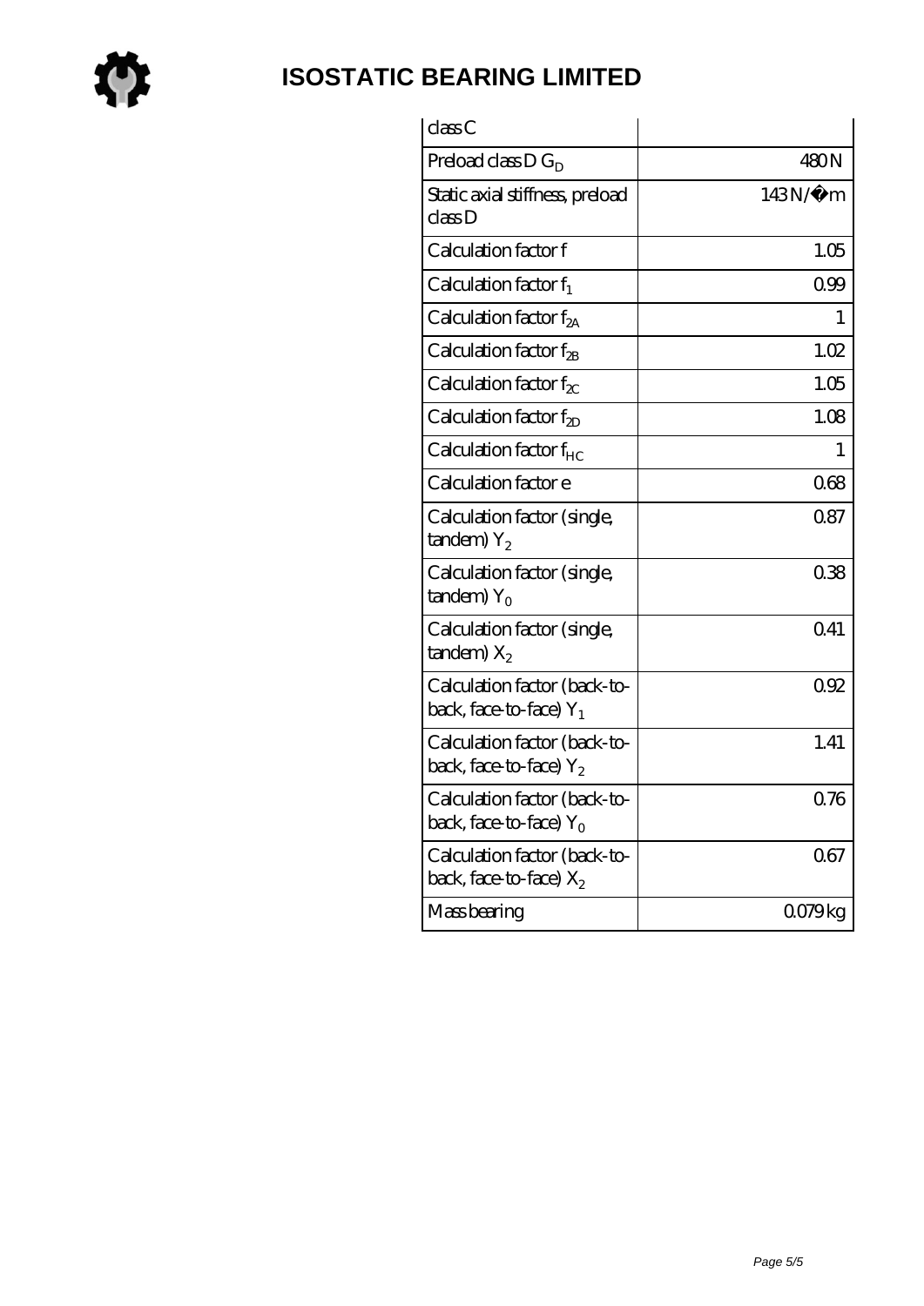| | |
|---|---|
| class C | |
| Preload class D $G_D$ | 480 N |
| Static axial stiffness, preload class D | 143 N/�m |
| Calculation factor f | 1.05 |
| Calculation factor $f_1$ | 0.99 |
| Calculation factor $f_{2A}$ | 1 |
| Calculation factor $f_{2B}$ | 1.02 |
| Calculation factor $f_{2C}$ | 1.05 |
| Calculation factor $f_{2D}$ | 1.08 |
| Calculation factor $f_{HC}$ | 1 |
| Calculation factor e | 0.68 |
| Calculation factor (single, tandem) $Y_2$ | 0.87 |
| Calculation factor (single, tandem) $Y_0$ | 0.38 |
| Calculation factor (single, tandem) $X_2$ | 0.41 |
| Calculation factor (back-to-back, face-to-face) $Y_1$ | 0.92 |
| Calculation factor (back-to-back, face-to-face) $Y_2$ | 1.41 |
| Calculation factor (back-to-back, face-to-face) $Y_0$ | 0.76 |
| Calculation factor (back-to-back, face-to-face) $X_2$ | 0.67 |
| Mass bearing | 0.079 kg |